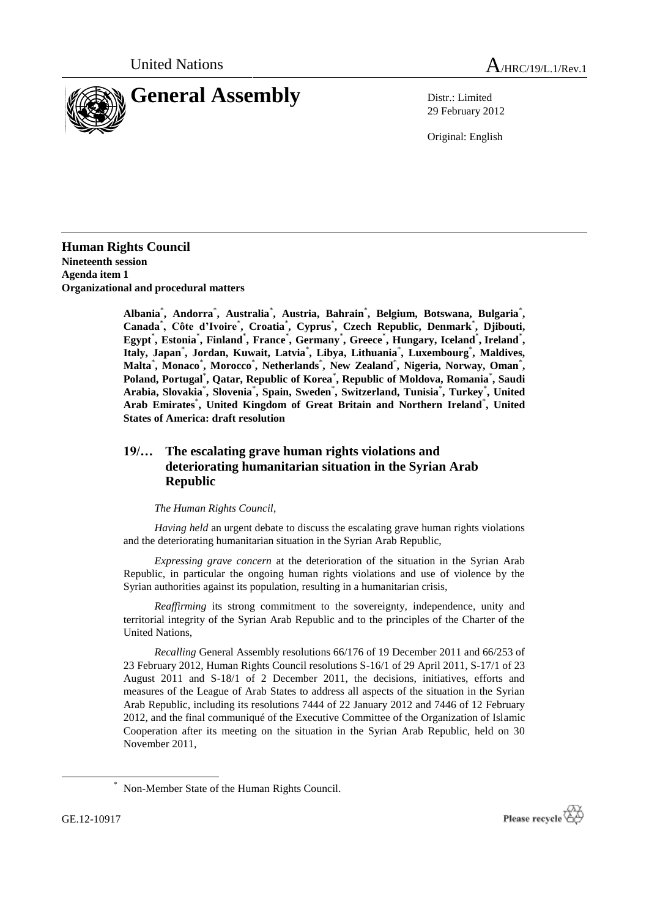United Nations A/HRC/19/L.1/Rev.1

# General Assembly

Distr.: Limited
29 February 2012

Original: English

**Human Rights Council**
**Nineteenth session**
**Agenda item 1**
**Organizational and procedural matters**

**Albania\*, Andorra\*, Australia\*, Austria, Bahrain\*, Belgium, Botswana, Bulgaria\*, Canada\*, Côte d'Ivoire\*, Croatia\*, Cyprus\*, Czech Republic, Denmark\*, Djibouti, Egypt\*, Estonia\*, Finland\*, France\*, Germany\*, Greece\*, Hungary, Iceland\*, Ireland\*, Italy, Japan\*, Jordan, Kuwait, Latvia\*, Libya, Lithuania\*, Luxembourg\*, Maldives, Malta\*, Monaco\*, Morocco\*, Netherlands\*, New Zealand\*, Nigeria, Norway, Oman\*, Poland, Portugal\*, Qatar, Republic of Korea\*, Republic of Moldova, Romania\*, Saudi Arabia, Slovakia\*, Slovenia\*, Spain, Sweden\*, Switzerland, Tunisia\*, Turkey\*, United Arab Emirates\*, United Kingdom of Great Britain and Northern Ireland\*, United States of America: draft resolution**

## 19/… The escalating grave human rights violations and deteriorating humanitarian situation in the Syrian Arab Republic

*The Human Rights Council*,

*Having held* an urgent debate to discuss the escalating grave human rights violations and the deteriorating humanitarian situation in the Syrian Arab Republic,

*Expressing grave concern* at the deterioration of the situation in the Syrian Arab Republic, in particular the ongoing human rights violations and use of violence by the Syrian authorities against its population, resulting in a humanitarian crisis,

*Reaffirming* its strong commitment to the sovereignty, independence, unity and territorial integrity of the Syrian Arab Republic and to the principles of the Charter of the United Nations,

*Recalling* General Assembly resolutions 66/176 of 19 December 2011 and 66/253 of 23 February 2012, Human Rights Council resolutions S-16/1 of 29 April 2011, S-17/1 of 23 August 2011 and S-18/1 of 2 December 2011, the decisions, initiatives, efforts and measures of the League of Arab States to address all aspects of the situation in the Syrian Arab Republic, including its resolutions 7444 of 22 January 2012 and 7446 of 12 February 2012, and the final communiqué of the Executive Committee of the Organization of Islamic Cooperation after its meeting on the situation in the Syrian Arab Republic, held on 30 November 2011,

\* Non-Member State of the Human Rights Council.

GE.12-10917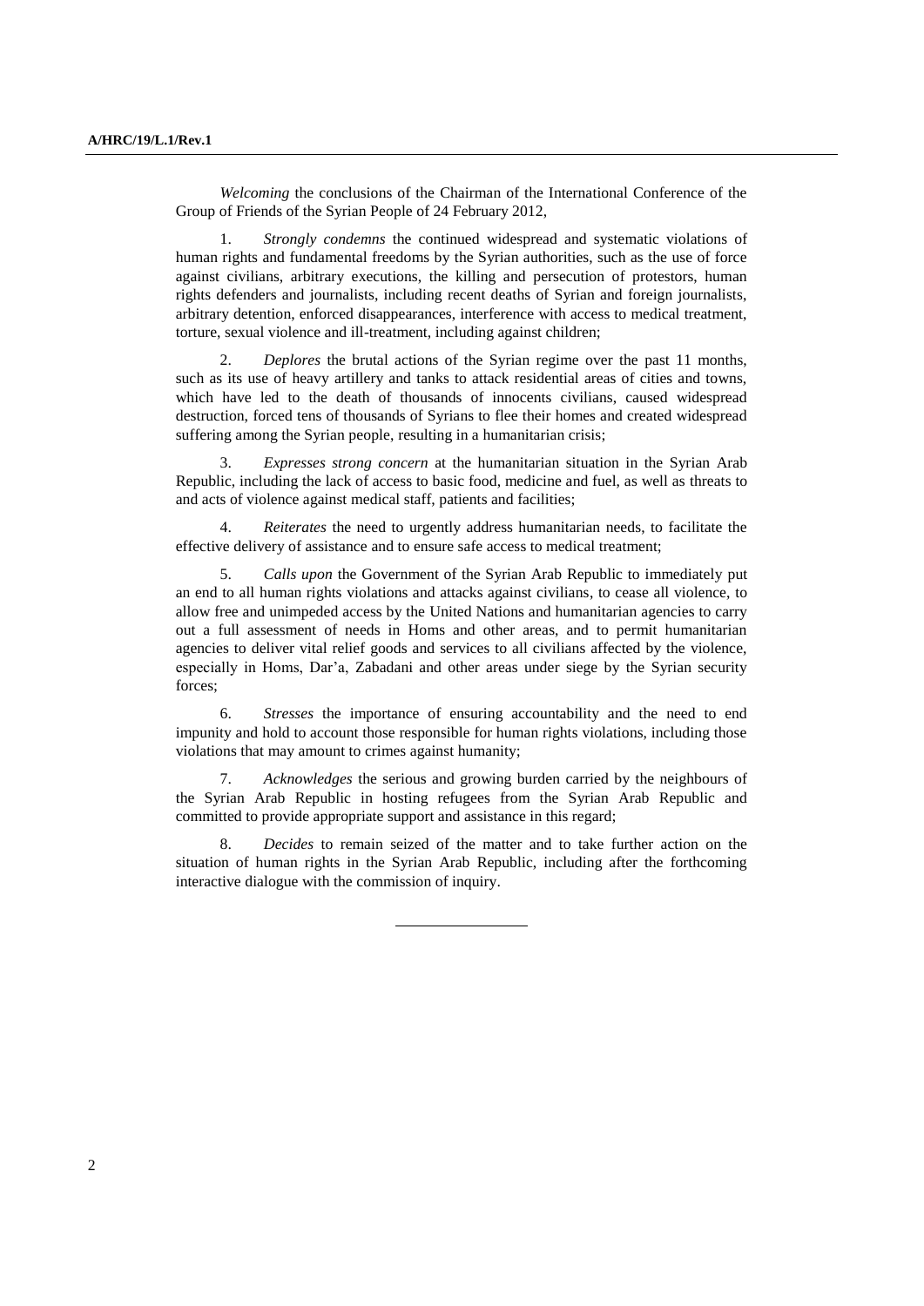*Welcoming* the conclusions of the Chairman of the International Conference of the Group of Friends of the Syrian People of 24 February 2012,

1. *Strongly condemns* the continued widespread and systematic violations of human rights and fundamental freedoms by the Syrian authorities, such as the use of force against civilians, arbitrary executions, the killing and persecution of protestors, human rights defenders and journalists, including recent deaths of Syrian and foreign journalists, arbitrary detention, enforced disappearances, interference with access to medical treatment, torture, sexual violence and ill-treatment, including against children;

2. *Deplores* the brutal actions of the Syrian regime over the past 11 months, such as its use of heavy artillery and tanks to attack residential areas of cities and towns, which have led to the death of thousands of innocents civilians, caused widespread destruction, forced tens of thousands of Syrians to flee their homes and created widespread suffering among the Syrian people, resulting in a humanitarian crisis;

3. *Expresses strong concern* at the humanitarian situation in the Syrian Arab Republic, including the lack of access to basic food, medicine and fuel, as well as threats to and acts of violence against medical staff, patients and facilities;

4. *Reiterates* the need to urgently address humanitarian needs, to facilitate the effective delivery of assistance and to ensure safe access to medical treatment;

5. *Calls upon* the Government of the Syrian Arab Republic to immediately put an end to all human rights violations and attacks against civilians, to cease all violence, to allow free and unimpeded access by the United Nations and humanitarian agencies to carry out a full assessment of needs in Homs and other areas, and to permit humanitarian agencies to deliver vital relief goods and services to all civilians affected by the violence, especially in Homs, Dar'a, Zabadani and other areas under siege by the Syrian security forces;

6. *Stresses* the importance of ensuring accountability and the need to end impunity and hold to account those responsible for human rights violations, including those violations that may amount to crimes against humanity;

7. *Acknowledges* the serious and growing burden carried by the neighbours of the Syrian Arab Republic in hosting refugees from the Syrian Arab Republic and committed to provide appropriate support and assistance in this regard;

8. *Decides* to remain seized of the matter and to take further action on the situation of human rights in the Syrian Arab Republic, including after the forthcoming interactive dialogue with the commission of inquiry.